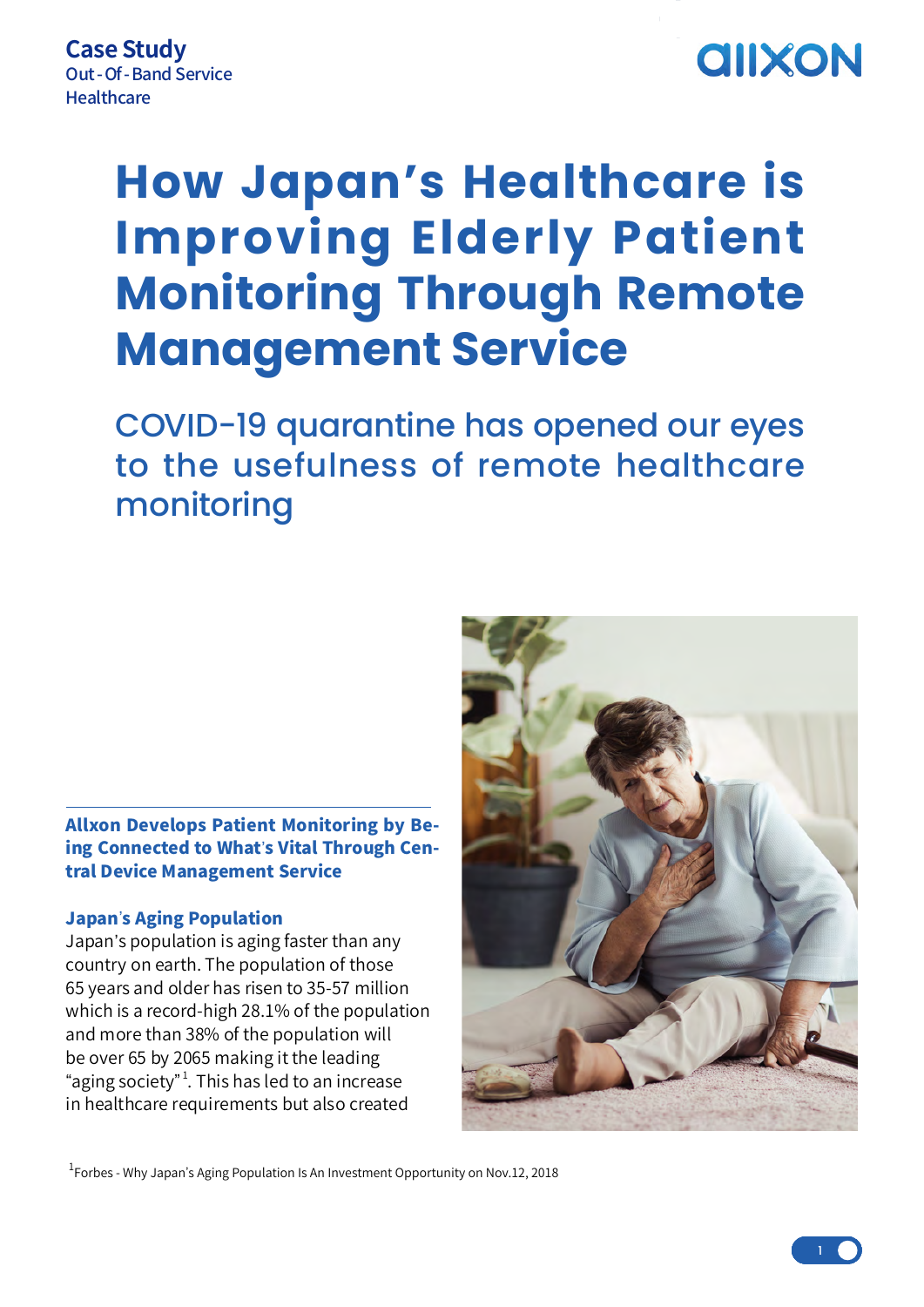Case Study
Out - Of - Band Service
Healthcare

# How Japan's Healthcare is Improving Elderly Patient Monitoring Through Remote Management Service

## COVID-19 quarantine has opened our eyes to the usefulness of remote healthcare monitoring

### Allxon Develops Patient Monitoring by Being Connected to What's Vital Through Central Device Management Service

**Japan's Aging Population**

Japan's population is aging faster than any country on earth. The population of those 65 years and older has risen to 35-57 million which is a record-high 28.1% of the population and more than 38% of the population will be over 65 by 2065 making it the leading "aging society"[1]. This has led to an increase in healthcare requirements but also created

[1] Forbes - Why Japan's Aging Population Is An Investment Opportunity on Nov.12, 2018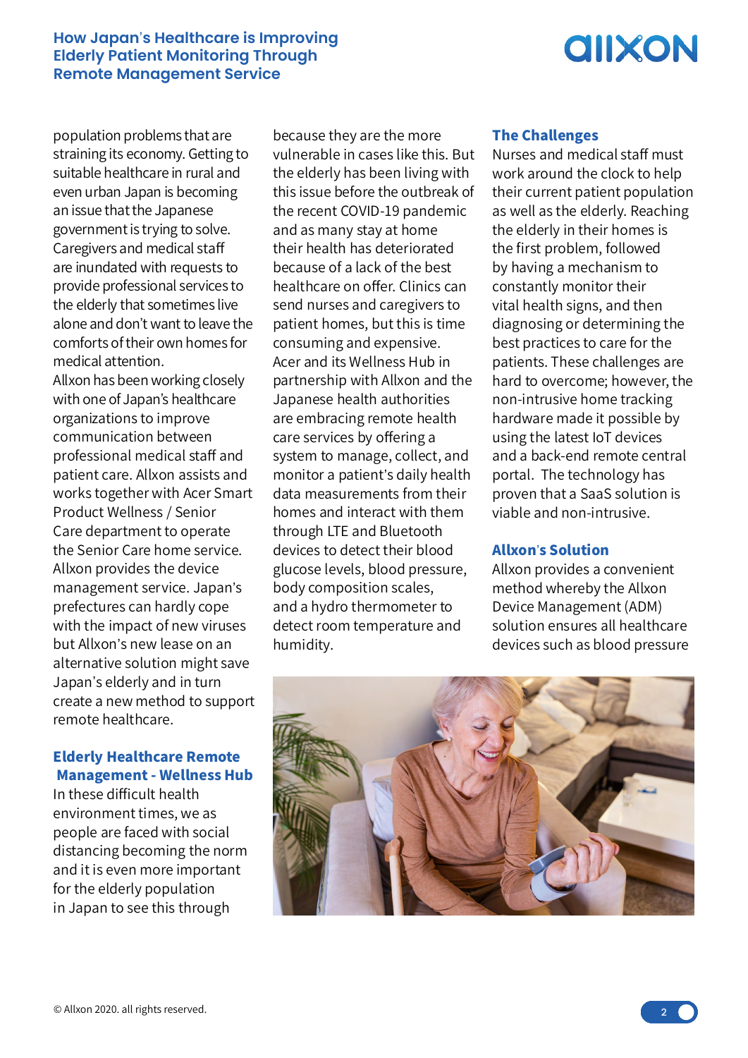population problems that are straining its economy. Getting to suitable healthcare in rural and even urban Japan is becoming an issue that the Japanese government is trying to solve. Caregivers and medical staff are inundated with requests to provide professional services to the elderly that sometimes live alone and don't want to leave the comforts of their own homes for medical attention.

Allxon has been working closely with one of Japan's healthcare organizations to improve communication between professional medical staff and patient care. Allxon assists and works together with Acer Smart Product Wellness / Senior Care department to operate the Senior Care home service. Allxon provides the device management service. Japan's prefectures can hardly cope with the impact of new viruses but Allxon's new lease on an alternative solution might save Japan's elderly and in turn create a new method to support remote healthcare.

## Elderly Healthcare Remote Management - Wellness Hub

In these difficult health environment times, we as people are faced with social distancing becoming the norm and it is even more important for the elderly population in Japan to see this through because they are the more vulnerable in cases like this. But the elderly has been living with this issue before the outbreak of the recent COVID-19 pandemic and as many stay at home their health has deteriorated because of a lack of the best healthcare on offer. Clinics can send nurses and caregivers to patient homes, but this is time consuming and expensive. Acer and its Wellness Hub in partnership with Allxon and the Japanese health authorities are embracing remote health care services by offering a system to manage, collect, and monitor a patient's daily health data measurements from their homes and interact with them through LTE and Bluetooth devices to detect their blood glucose levels, blood pressure, body composition scales, and a hydro thermometer to detect room temperature and humidity.

## The Challenges

Nurses and medical staff must work around the clock to help their current patient population as well as the elderly. Reaching the elderly in their homes is the first problem, followed by having a mechanism to constantly monitor their vital health signs, and then diagnosing or determining the best practices to care for the patients. These challenges are hard to overcome; however, the non-intrusive home tracking hardware made it possible by using the latest IoT devices and a back-end remote central portal. The technology has proven that a SaaS solution is viable and non-intrusive.

## Allxon's Solution

Allxon provides a convenient method whereby the Allxon Device Management (ADM) solution ensures all healthcare devices such as blood pressure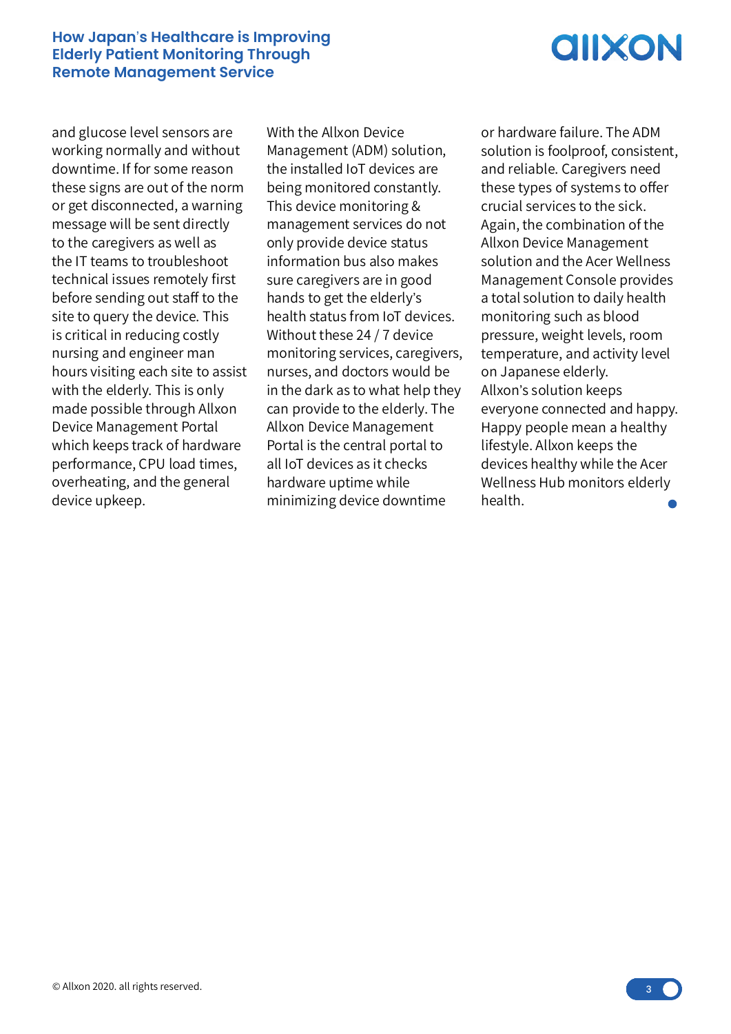and glucose level sensors are working normally and without downtime. If for some reason these signs are out of the norm or get disconnected, a warning message will be sent directly to the caregivers as well as the IT teams to troubleshoot technical issues remotely first before sending out staff to the site to query the device. This is critical in reducing costly nursing and engineer man hours visiting each site to assist with the elderly. This is only made possible through Allxon Device Management Portal which keeps track of hardware performance, CPU load times, overheating, and the general device upkeep.

With the Allxon Device Management (ADM) solution, the installed IoT devices are being monitored constantly. This device monitoring & management services do not only provide device status information bus also makes sure caregivers are in good hands to get the elderly's health status from IoT devices. Without these 24 / 7 device monitoring services, caregivers, nurses, and doctors would be in the dark as to what help they can provide to the elderly. The Allxon Device Management Portal is the central portal to all IoT devices as it checks hardware uptime while minimizing device downtime or hardware failure. The ADM solution is foolproof, consistent, and reliable. Caregivers need these types of systems to offer crucial services to the sick. Again, the combination of the Allxon Device Management solution and the Acer Wellness Management Console provides a total solution to daily health monitoring such as blood pressure, weight levels, room temperature, and activity level on Japanese elderly. Allxon's solution keeps everyone connected and happy. Happy people mean a healthy lifestyle. Allxon keeps the devices healthy while the Acer Wellness Hub monitors elderly health.

© Allxon 2020. all rights reserved.